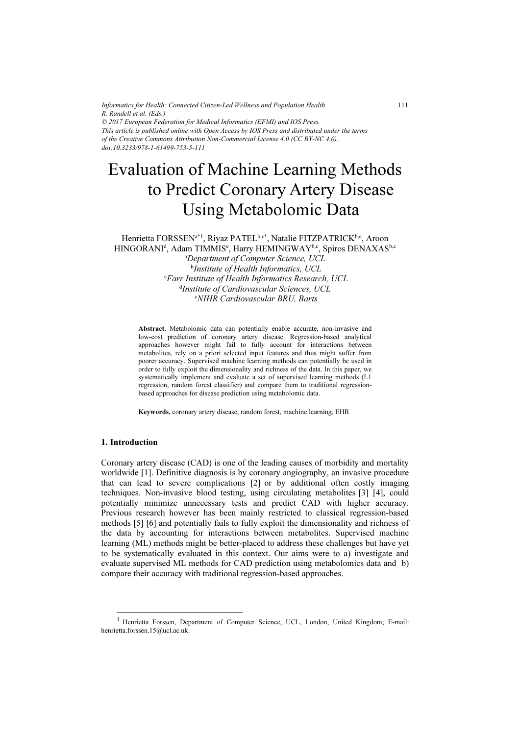# Evaluation of Machine Learning Methods to Predict Coronary Artery Disease Using Metabolomic Data

Henrietta FORSSEN[a*1], Riyaz PATEL[b,c*], Natalie FITZPATRICK[b,c], Aroon HINGORANI[d], Adam TIMMIS[e], Harry HEMINGWAY[b,c], Spiros DENAXAS[b,c]

[a] *Department of Computer Science, UCL*
[b] *Institute of Health Informatics, UCL*
[c] *Farr Institute of Health Informatics Research, UCL*
[d] *Institute of Cardiovascular Sciences, UCL*
[e] *NIHR Cardiovascular BRU, Barts*

**Abstract.** Metabolomic data can potentially enable accurate, non-invasive and low-cost prediction of coronary artery disease. Regression-based analytical approaches however might fail to fully account for interactions between metabolites, rely on a priori selected input features and thus might suffer from poorer accuracy. Supervised machine learning methods can potentially be used in order to fully exploit the dimensionality and richness of the data. In this paper, we systematically implement and evaluate a set of supervised learning methods (L1 regression, random forest classifier) and compare them to traditional regression-based approaches for disease prediction using metabolomic data.

**Keywords.** coronary artery disease, random forest, machine learning, EHR

## 1. Introduction

Coronary artery disease (CAD) is one of the leading causes of morbidity and mortality worldwide [1]. Definitive diagnosis is by coronary angiography, an invasive procedure that can lead to severe complications [2] or by additional often costly imaging techniques. Non-invasive blood testing, using circulating metabolites [3] [4], could potentially minimize unnecessary tests and predict CAD with higher accuracy. Previous research however has been mainly restricted to classical regression-based methods [5] [6] and potentially fails to fully exploit the dimensionality and richness of the data by accounting for interactions between metabolites. Supervised machine learning (ML) methods might be better-placed to address these challenges but have yet to be systematically evaluated in this context. Our aims were to a) investigate and evaluate supervised ML methods for CAD prediction using metabolomics data and b) compare their accuracy with traditional regression-based approaches.

---

[1] Henrietta Forssen, Department of Computer Science, UCL, London, United Kingdom; E-mail: henrietta.forssen.15@ucl.ac.uk.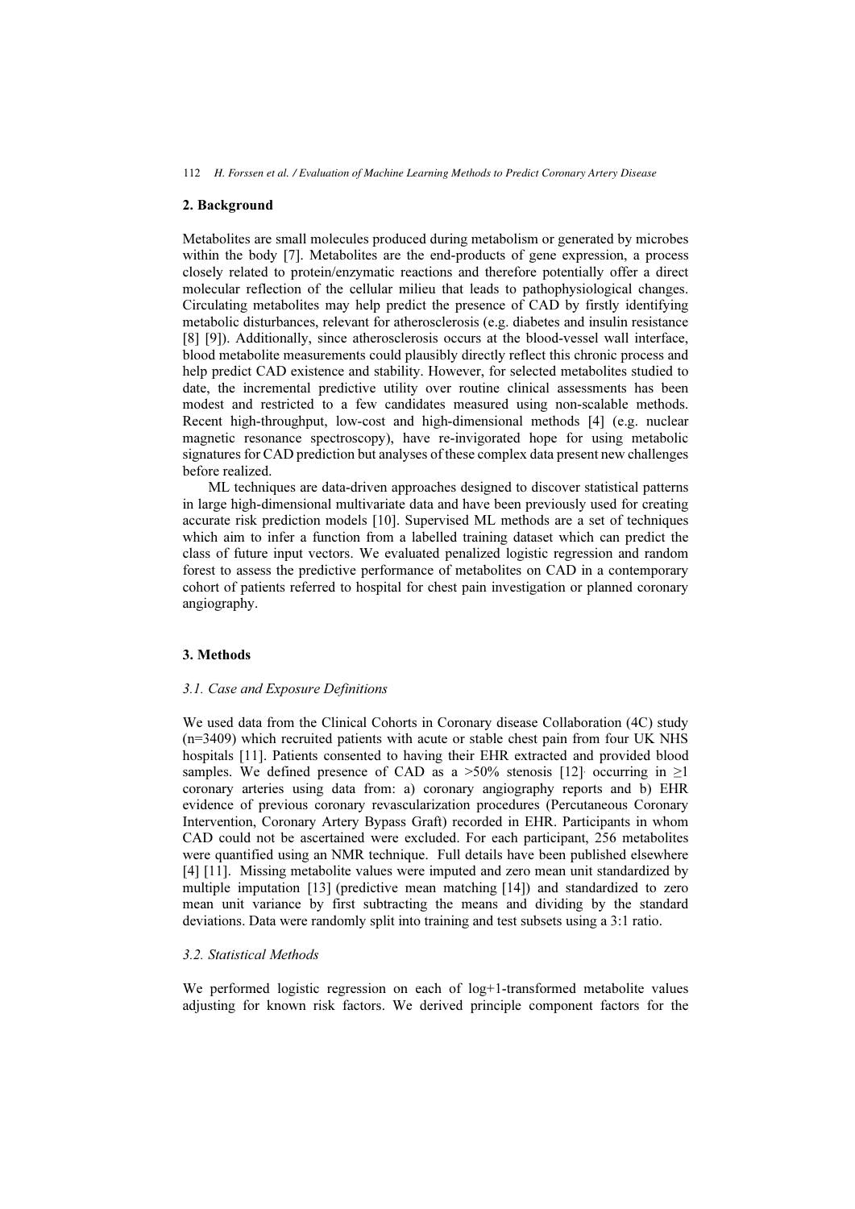## 2. Background

Metabolites are small molecules produced during metabolism or generated by microbes within the body [7]. Metabolites are the end-products of gene expression, a process closely related to protein/enzymatic reactions and therefore potentially offer a direct molecular reflection of the cellular milieu that leads to pathophysiological changes. Circulating metabolites may help predict the presence of CAD by firstly identifying metabolic disturbances, relevant for atherosclerosis (e.g. diabetes and insulin resistance [8] [9]). Additionally, since atherosclerosis occurs at the blood-vessel wall interface, blood metabolite measurements could plausibly directly reflect this chronic process and help predict CAD existence and stability. However, for selected metabolites studied to date, the incremental predictive utility over routine clinical assessments has been modest and restricted to a few candidates measured using non-scalable methods. Recent high-throughput, low-cost and high-dimensional methods [4] (e.g. nuclear magnetic resonance spectroscopy), have re-invigorated hope for using metabolic signatures for CAD prediction but analyses of these complex data present new challenges before realized.

ML techniques are data-driven approaches designed to discover statistical patterns in large high-dimensional multivariate data and have been previously used for creating accurate risk prediction models [10]. Supervised ML methods are a set of techniques which aim to infer a function from a labelled training dataset which can predict the class of future input vectors. We evaluated penalized logistic regression and random forest to assess the predictive performance of metabolites on CAD in a contemporary cohort of patients referred to hospital for chest pain investigation or planned coronary angiography.

## 3. Methods

### *3.1. Case and Exposure Definitions*

We used data from the Clinical Cohorts in Coronary disease Collaboration (4C) study (n=3409) which recruited patients with acute or stable chest pain from four UK NHS hospitals [11]. Patients consented to having their EHR extracted and provided blood samples. We defined presence of CAD as a >50% stenosis [12]. occurring in ≥1 coronary arteries using data from: a) coronary angiography reports and b) EHR evidence of previous coronary revascularization procedures (Percutaneous Coronary Intervention, Coronary Artery Bypass Graft) recorded in EHR. Participants in whom CAD could not be ascertained were excluded. For each participant, 256 metabolites were quantified using an NMR technique. Full details have been published elsewhere [4] [11]. Missing metabolite values were imputed and zero mean unit standardized by multiple imputation [13] (predictive mean matching [14]) and standardized to zero mean unit variance by first subtracting the means and dividing by the standard deviations. Data were randomly split into training and test subsets using a 3:1 ratio.

### *3.2. Statistical Methods*

We performed logistic regression on each of log+1-transformed metabolite values adjusting for known risk factors. We derived principle component factors for the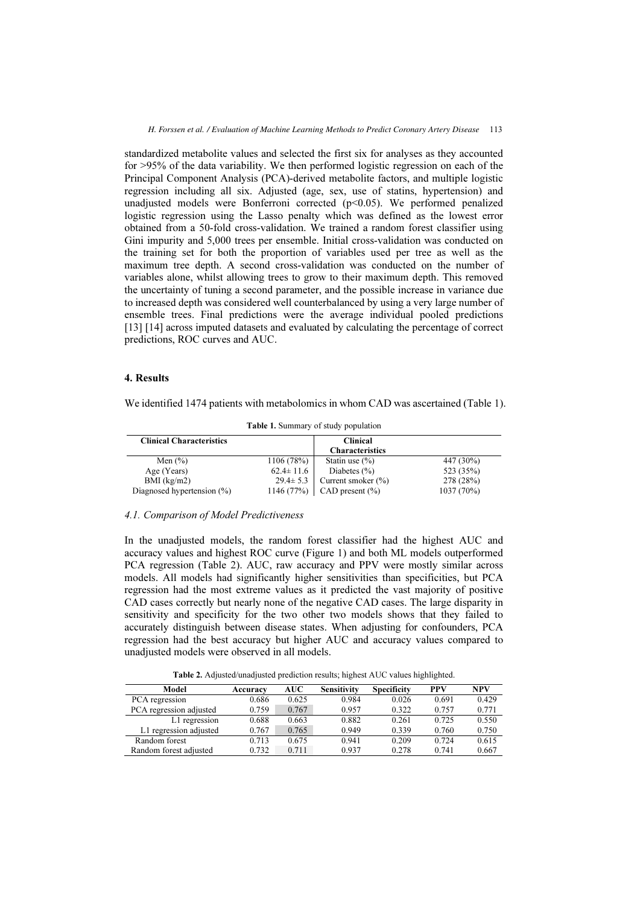standardized metabolite values and selected the first six for analyses as they accounted for >95% of the data variability. We then performed logistic regression on each of the Principal Component Analysis (PCA)-derived metabolite factors, and multiple logistic regression including all six. Adjusted (age, sex, use of statins, hypertension) and unadjusted models were Bonferroni corrected ($p<0.05$). We performed penalized logistic regression using the Lasso penalty which was defined as the lowest error obtained from a 50-fold cross-validation. We trained a random forest classifier using Gini impurity and 5,000 trees per ensemble. Initial cross-validation was conducted on the training set for both the proportion of variables used per tree as well as the maximum tree depth. A second cross-validation was conducted on the number of variables alone, whilst allowing trees to grow to their maximum depth. This removed the uncertainty of tuning a second parameter, and the possible increase in variance due to increased depth was considered well counterbalanced by using a very large number of ensemble trees. Final predictions were the average individual pooled predictions [13] [14] across imputed datasets and evaluated by calculating the percentage of correct predictions, ROC curves and AUC.

## 4. Results

We identified 1474 patients with metabolomics in whom CAD was ascertained (Table 1).

**Table 1.** Summary of study population

| Clinical Characteristics | | Clinical Characteristics | |
|---|---|---|---|
| Men (%) | 1106 (78%) | Statin use (%) | 447 (30%) |
| Age (Years) | 62.4± 11.6 | Diabetes (%) | 523 (35%) |
| BMI (kg/m2) | 29.4± 5.3 | Current smoker (%) | 278 (28%) |
| Diagnosed hypertension (%) | 1146 (77%) | CAD present (%) | 1037 (70%) |

### *4.1. Comparison of Model Predictiveness*

In the unadjusted models, the random forest classifier had the highest AUC and accuracy values and highest ROC curve (Figure 1) and both ML models outperformed PCA regression (Table 2). AUC, raw accuracy and PPV were mostly similar across models. All models had significantly higher sensitivities than specificities, but PCA regression had the most extreme values as it predicted the vast majority of positive CAD cases correctly but nearly none of the negative CAD cases. The large disparity in sensitivity and specificity for the two other two models shows that they failed to accurately distinguish between disease states. When adjusting for confounders, PCA regression had the best accuracy but higher AUC and accuracy values compared to unadjusted models were observed in all models.

**Table 2.** Adjusted/unadjusted prediction results; highest AUC values highlighted.

| Model | Accuracy | AUC | Sensitivity | Specificity | PPV | NPV |
|---|---|---|---|---|---|---|
| PCA regression | 0.686 | 0.625 | 0.984 | 0.026 | 0.691 | 0.429 |
| PCA regression adjusted | 0.759 | 0.767 | 0.957 | 0.322 | 0.757 | 0.771 |
| L1 regression | 0.688 | 0.663 | 0.882 | 0.261 | 0.725 | 0.550 |
| L1 regression adjusted | 0.767 | 0.765 | 0.949 | 0.339 | 0.760 | 0.750 |
| Random forest | 0.713 | 0.675 | 0.941 | 0.209 | 0.724 | 0.615 |
| Random forest adjusted | 0.732 | 0.711 | 0.937 | 0.278 | 0.741 | 0.667 |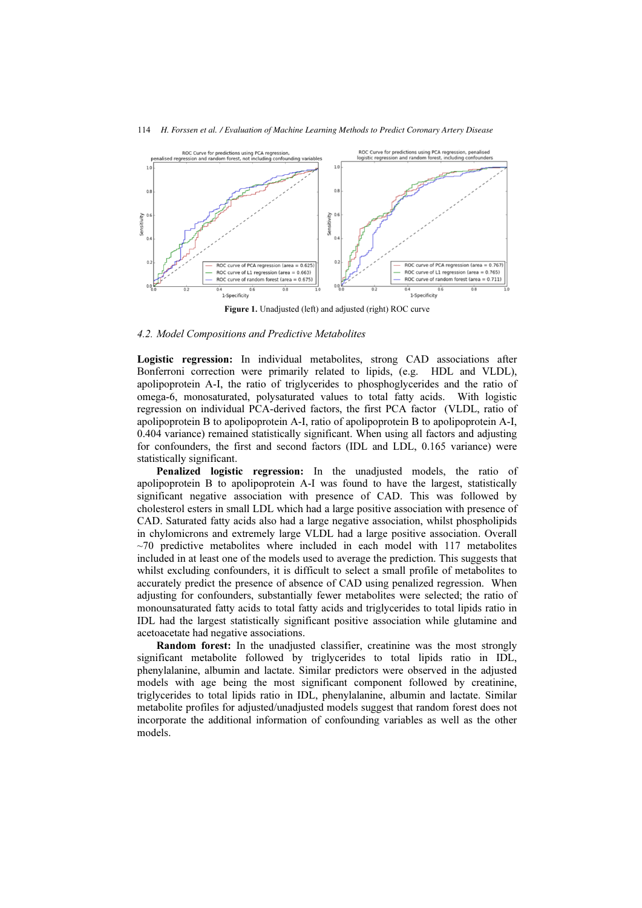Figure 1. Unadjusted (left) and adjusted (right) ROC curve

### 4.2. Model Compositions and Predictive Metabolites

**Logistic regression:** In individual metabolites, strong CAD associations after Bonferroni correction were primarily related to lipids, (e.g. HDL and VLDL), apolipoprotein A-I, the ratio of triglycerides to phosphoglycerides and the ratio of omega-6, monosaturated, polysaturated values to total fatty acids. With logistic regression on individual PCA-derived factors, the first PCA factor (VLDL, ratio of apolipoprotein B to apolipoprotein A-I, ratio of apolipoprotein B to apolipoprotein A-I, 0.404 variance) remained statistically significant. When using all factors and adjusting for confounders, the first and second factors (IDL and LDL, 0.165 variance) were statistically significant.

**Penalized logistic regression:** In the unadjusted models, the ratio of apolipoprotein B to apolipoprotein A-I was found to have the largest, statistically significant negative association with presence of CAD. This was followed by cholesterol esters in small LDL which had a large positive association with presence of CAD. Saturated fatty acids also had a large negative association, whilst phospholipids in chylomicrons and extremely large VLDL had a large positive association. Overall ~70 predictive metabolites where included in each model with 117 metabolites included in at least one of the models used to average the prediction. This suggests that whilst excluding confounders, it is difficult to select a small profile of metabolites to accurately predict the presence of absence of CAD using penalized regression. When adjusting for confounders, substantially fewer metabolites were selected; the ratio of monounsaturated fatty acids to total fatty acids and triglycerides to total lipids ratio in IDL had the largest statistically significant positive association while glutamine and acetoacetate had negative associations.

**Random forest:** In the unadjusted classifier, creatinine was the most strongly significant metabolite followed by triglycerides to total lipids ratio in IDL, phenylalanine, albumin and lactate. Similar predictors were observed in the adjusted models with age being the most significant component followed by creatinine, triglycerides to total lipids ratio in IDL, phenylalanine, albumin and lactate. Similar metabolite profiles for adjusted/unadjusted models suggest that random forest does not incorporate the additional information of confounding variables as well as the other models.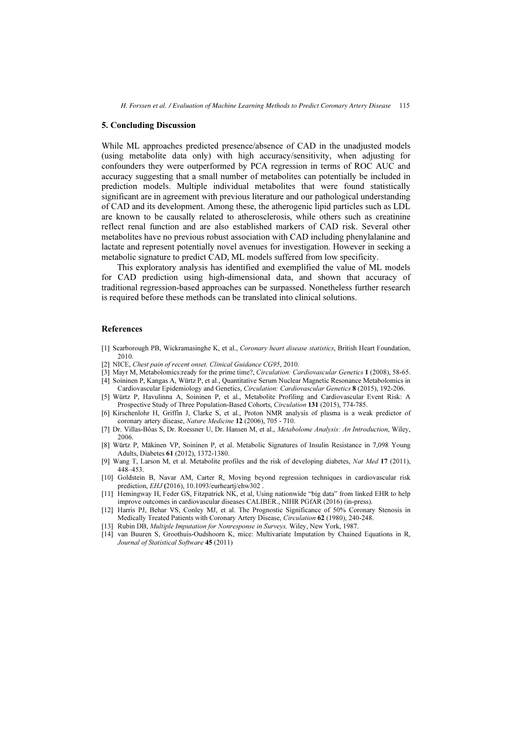## 5. Concluding Discussion

While ML approaches predicted presence/absence of CAD in the unadjusted models (using metabolite data only) with high accuracy/sensitivity, when adjusting for confounders they were outperformed by PCA regression in terms of ROC AUC and accuracy suggesting that a small number of metabolites can potentially be included in prediction models. Multiple individual metabolites that were found statistically significant are in agreement with previous literature and our pathological understanding of CAD and its development. Among these, the atherogenic lipid particles such as LDL are known to be causally related to atherosclerosis, while others such as creatinine reflect renal function and are also established markers of CAD risk. Several other metabolites have no previous robust association with CAD including phenylalanine and lactate and represent potentially novel avenues for investigation. However in seeking a metabolic signature to predict CAD, ML models suffered from low specificity.

This exploratory analysis has identified and exemplified the value of ML models for CAD prediction using high-dimensional data, and shown that accuracy of traditional regression-based approaches can be surpassed. Nonetheless further research is required before these methods can be translated into clinical solutions.

## References

[1] Scarborough PB, Wickramasinghe K, et al., *Coronary heart disease statistics*, British Heart Foundation, 2010.

[2] NICE, *Chest pain of recent onset, Clinical Guidance CG95*, 2010.

[3] Mayr M, Metabolomics:ready for the prime time?, *Circulation: Cardiovascular Genetics* **1** (2008), 58-65.

[4] Soininen P, Kangas A, Würtz P, et al., Quantitative Serum Nuclear Magnetic Resonance Metabolomics in Cardiovascular Epidemiology and Genetics, *Circulation: Cardiovascular Genetics* **8** (2015), 192-206.

[5] Würtz P, Havulinna A, Soininen P, et al., Metabolite Profiling and Cardiovascular Event Risk: A Prospective Study of Three Population-Based Cohorts, *Circulation* **131** (2015), 774-785.

[6] Kirschenlohr H, Griffin J, Clarke S, et al., Proton NMR analysis of plasma is a weak predictor of coronary artery disease, *Nature Medicine* **12** (2006), 705 - 710.

[7] Dr. Villas-Bôas S, Dr. Roessner U, Dr. Hansen M, et al., *Metabolome Analysis: An Introduction*, Wiley, 2006.

[8] Würtz P, Mäkinen VP, Soininen P, et al. Metabolic Signatures of Insulin Resistance in 7,098 Young Adults, Diabetes **61** (2012), 1372-1380.

[9] Wang T, Larson M, et al. Metabolite profiles and the risk of developing diabetes, *Nat Med* **17** (2011), 448–453.

[10] Goldstein B, Navar AM, Carter R, Moving beyond regression techniques in cardiovascular risk prediction, *EHJ* **(**2016), 10.1093/eurheartj/ehw302 .

[11] Hemingway H, Feder GS, Fitzpatrick NK, et al, Using nationwide "big data" from linked EHR to help improve outcomes in cardiovascular diseases CALIBER., NIHR PGfAR (2016) (in-press).

[12] Harris PJ, Behar VS, Conley MJ, et al. The Prognostic Significance of 50% Coronary Stenosis in Medically Treated Patients with Coronary Artery Disease, *Circulation* **62** (1980), 240-248.

[13] Rubin DB, *Multiple Imputation for Nonresponse in Surveys.* Wiley, New York, 1987.

[14] van Buuren S, Groothuis-Oudshoorn K, mice: Multivariate Imputation by Chained Equations in R, *Journal of Statistical Software* **45** (2011)